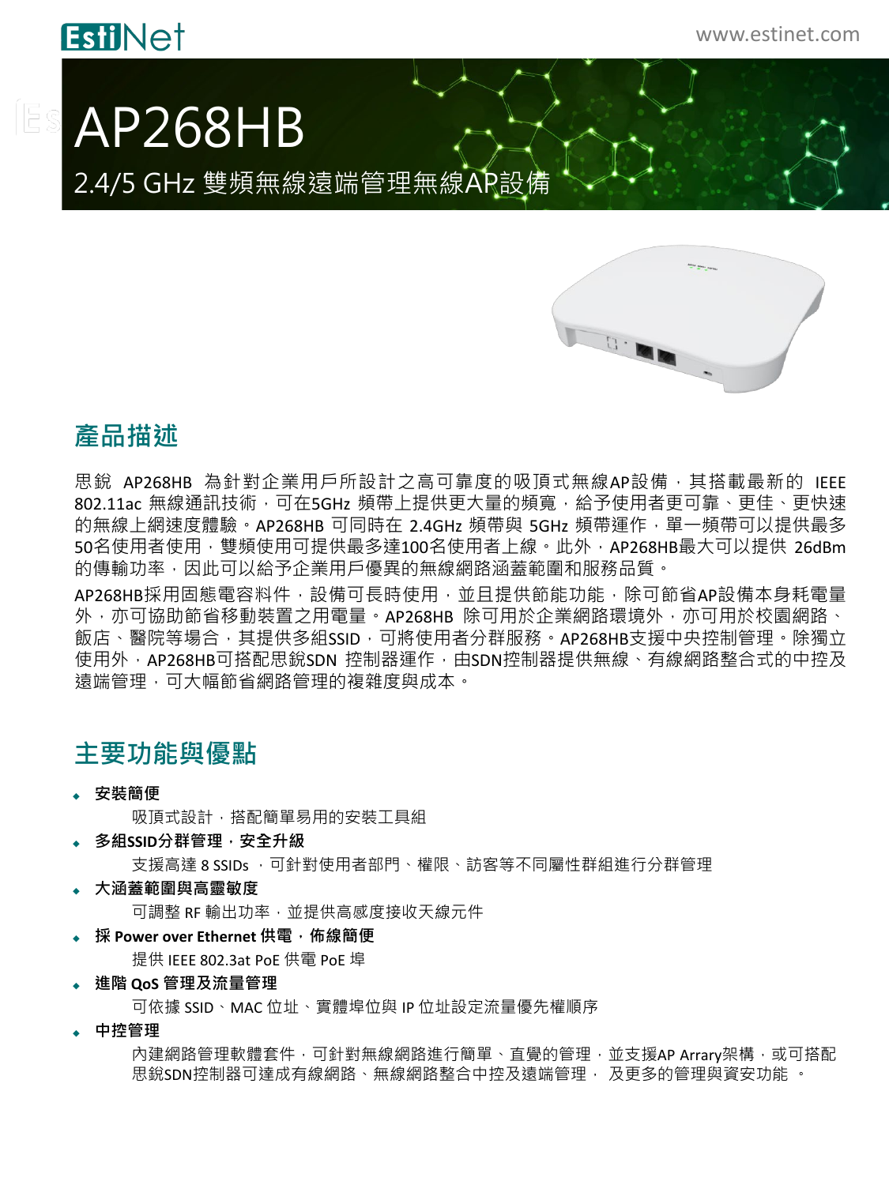# AP268HB

2.4/5 GHz 雙頻無線遠端管理無線AP設備

## 產品描述

思銳 AP268HB 為針對企業用戶所設計之高可靠度的吸頂式無線AP設備，其搭載最新的 IEEE 802.11ac 無線通訊技術，可在5GHz 頻帶上提供更大量的頻寬，給予使用者更可靠、更佳、更快速的無線上網速度體驗。AP268HB 可同時在 2.4GHz 頻帶與 5GHz 頻帶運作，單一頻帶可以提供最多50名使用者使用，雙頻使用可提供最多達100名使用者上線。此外，AP268HB最大可以提供 26dBm 的傳輸功率，因此可以給予企業用戶優異的無線網路涵蓋範圍和服務品質。

AP268HB採用固態電容料件，設備可長時使用，並且提供節能功能，除可節省AP設備本身耗電量外，亦可協助節省移動裝置之用電量。AP268HB 除可用於企業網路環境外，亦可用於校園網路、飯店、醫院等場合，其提供多組SSID，可將使用者分群服務。AP268HB支援中央控制管理。除獨立使用外，AP268HB可搭配思銳SDN 控制器運作，由SDN控制器提供無線、有線網路整合式的中控及遠端管理，可大幅節省網路管理的複雜度與成本。

## 主要功能與優點

- **安裝簡便**

  吸頂式設計，搭配簡單易用的安裝工具組

- **多組SSID分群管理，安全升級**

  支援高達 8 SSIDs ，可針對使用者部門、權限、訪客等不同屬性群組進行分群管理

- **大涵蓋範圍與高靈敏度**

  可調整 RF 輸出功率，並提供高感度接收天線元件

- **採 Power over Ethernet 供電，佈線簡便**

  提供 IEEE 802.3at PoE 供電 PoE 埠

- **進階 QoS 管理及流量管理**

  可依據 SSID、MAC 位址、實體埠位與 IP 位址設定流量優先權順序

- **中控管理**

  內建網路管理軟體套件，可針對無線網路進行簡單、直覺的管理，並支援AP Arrary架構，或可搭配思銳SDN控制器可達成有線網路、無線網路整合中控及遠端管理， 及更多的管理與資安功能 。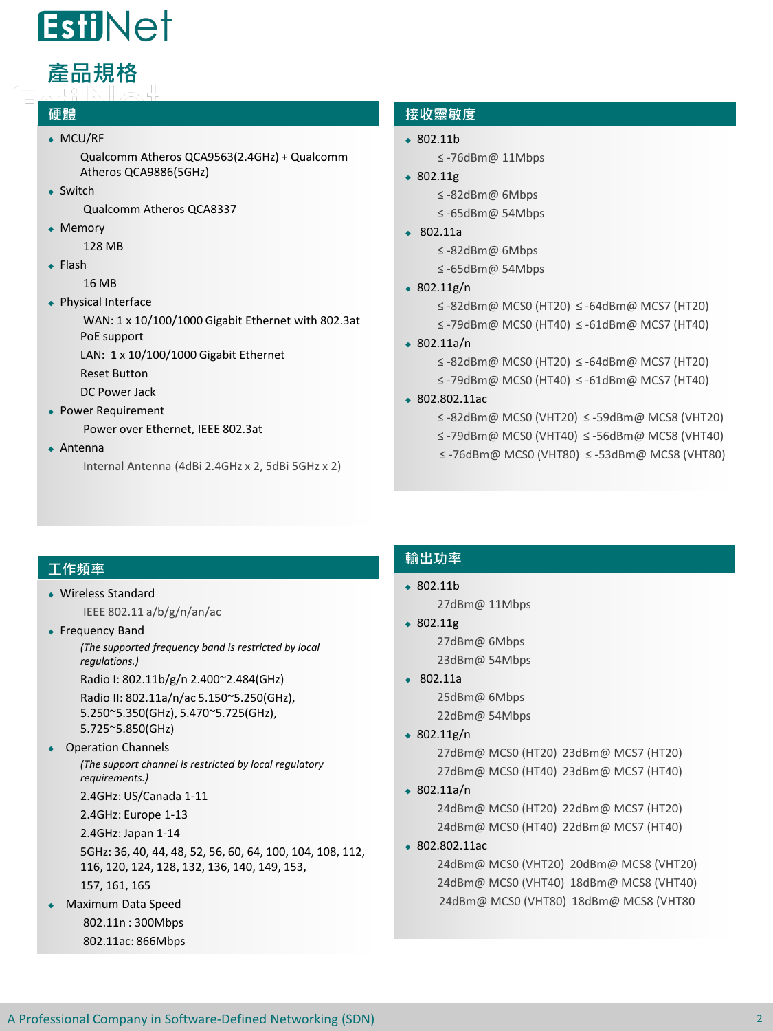# EstiNet

## 產品規格

### 硬體

- MCU/RF
  - Qualcomm Atheros QCA9563(2.4GHz) + Qualcomm Atheros QCA9886(5GHz)
- Switch
  - Qualcomm Atheros QCA8337
- Memory
  - 128 MB
- Flash
  - 16 MB
- Physical Interface
  - WAN: 1 x 10/100/1000 Gigabit Ethernet with 802.3at PoE support
  - LAN: 1 x 10/100/1000 Gigabit Ethernet
  - Reset Button
  - DC Power Jack
- Power Requirement
  - Power over Ethernet, IEEE 802.3at
- Antenna
  - Internal Antenna (4dBi 2.4GHz x 2, 5dBi 5GHz x 2)

### 工作頻率

- Wireless Standard
  - IEEE 802.11 a/b/g/n/an/ac
- Frequency Band
  - *(The supported frequency band is restricted by local regulations.)*
  - Radio I: 802.11b/g/n 2.400~2.484(GHz)
  - Radio II: 802.11a/n/ac 5.150~5.250(GHz), 5.250~5.350(GHz), 5.470~5.725(GHz), 5.725~5.850(GHz)
- Operation Channels
  - *(The support channel is restricted by local regulatory requirements.)*
  - 2.4GHz: US/Canada 1-11
  - 2.4GHz: Europe 1-13
  - 2.4GHz: Japan 1-14
  - 5GHz: 36, 40, 44, 48, 52, 56, 60, 64, 100, 104, 108, 112, 116, 120, 124, 128, 132, 136, 140, 149, 153, 157, 161, 165
- Maximum Data Speed
  - 802.11n : 300Mbps
  - 802.11ac: 866Mbps

### 接收靈敏度

- 802.11b
  - ≤ -76dBm@ 11Mbps
- 802.11g
  - ≤ -82dBm@ 6Mbps
  - ≤ -65dBm@ 54Mbps
- 802.11a
  - ≤ -82dBm@ 6Mbps
  - ≤ -65dBm@ 54Mbps
- 802.11g/n
  - ≤ -82dBm@ MCS0 (HT20) ≤ -64dBm@ MCS7 (HT20)
  - ≤ -79dBm@ MCS0 (HT40) ≤ -61dBm@ MCS7 (HT40)
- 802.11a/n
  - ≤ -82dBm@ MCS0 (HT20) ≤ -64dBm@ MCS7 (HT20)
  - ≤ -79dBm@ MCS0 (HT40) ≤ -61dBm@ MCS7 (HT40)
- 802.802.11ac
  - ≤ -82dBm@ MCS0 (VHT20) ≤ -59dBm@ MCS8 (VHT20)
  - ≤ -79dBm@ MCS0 (VHT40) ≤ -56dBm@ MCS8 (VHT40)
  - ≤ -76dBm@ MCS0 (VHT80) ≤ -53dBm@ MCS8 (VHT80)

### 輸出功率

- 802.11b
  - 27dBm@ 11Mbps
- 802.11g
  - 27dBm@ 6Mbps
  - 23dBm@ 54Mbps
- 802.11a
  - 25dBm@ 6Mbps
  - 22dBm@ 54Mbps
- 802.11g/n
  - 27dBm@ MCS0 (HT20) 23dBm@ MCS7 (HT20)
  - 27dBm@ MCS0 (HT40) 23dBm@ MCS7 (HT40)
- 802.11a/n
  - 24dBm@ MCS0 (HT20) 22dBm@ MCS7 (HT20)
  - 24dBm@ MCS0 (HT40) 22dBm@ MCS7 (HT40)
- 802.802.11ac
  - 24dBm@ MCS0 (VHT20) 20dBm@ MCS8 (VHT20)
  - 24dBm@ MCS0 (VHT40) 18dBm@ MCS8 (VHT40)
  - 24dBm@ MCS0 (VHT80) 18dBm@ MCS8 (VHT80

A Professional Company in Software-Defined Networking (SDN)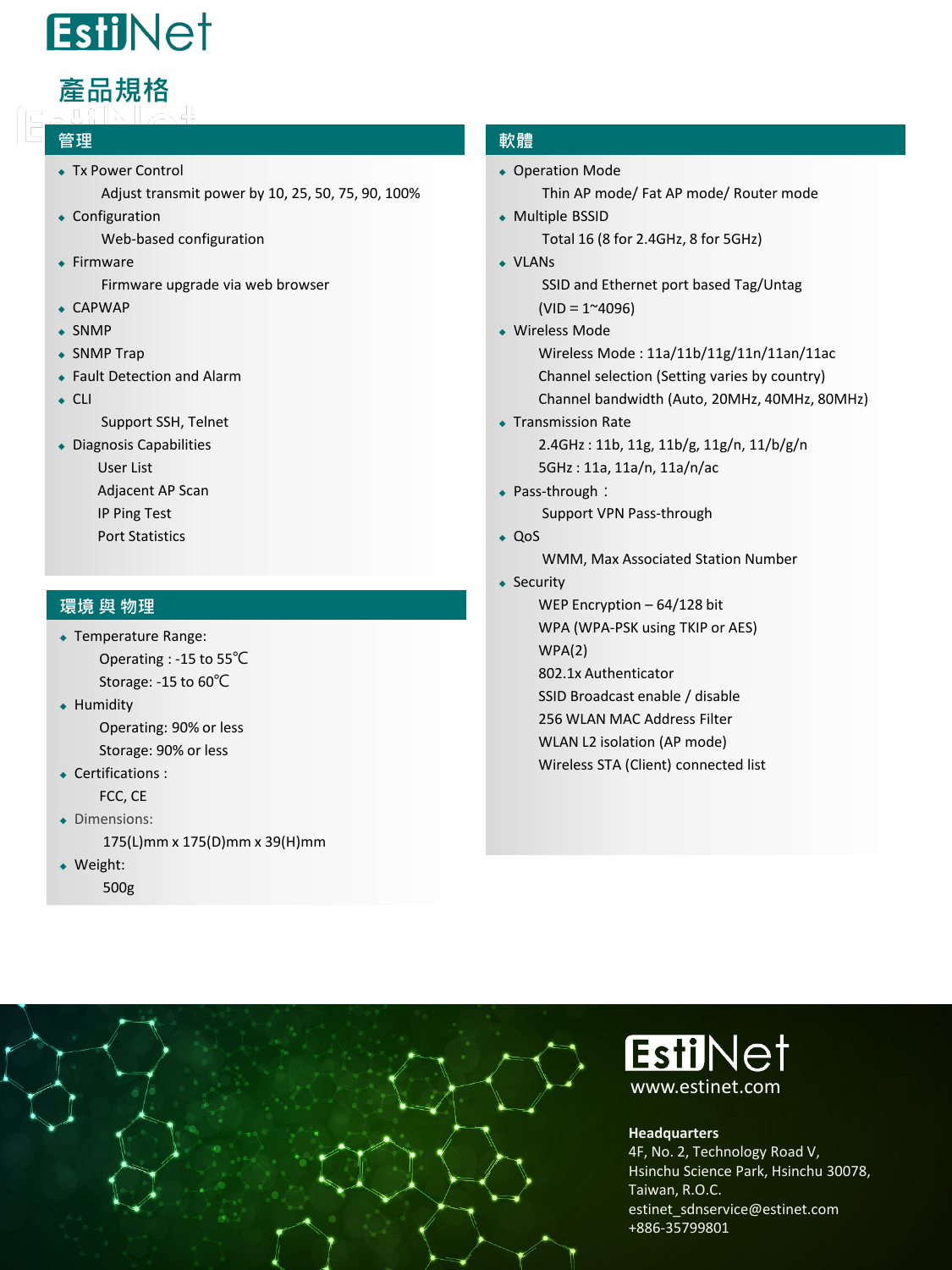# EstiNet

## 產品規格

### 管理

- Tx Power Control
  - Adjust transmit power by 10, 25, 50, 75, 90, 100%
- Configuration
  - Web-based configuration
- Firmware
  - Firmware upgrade via web browser
- CAPWAP
- SNMP
- SNMP Trap
- Fault Detection and Alarm
- CLI
  - Support SSH, Telnet
- Diagnosis Capabilities
  - User List
  - Adjacent AP Scan
  - IP Ping Test
  - Port Statistics

### 環境 與 物理

- Temperature Range:
  - Operating : -15 to 55℃
  - Storage: -15 to 60℃
- Humidity
  - Operating: 90% or less
  - Storage: 90% or less
- Certifications :
  - FCC, CE
- Dimensions:
  - 175(L)mm x 175(D)mm x 39(H)mm
- Weight:
  - 500g

### 軟體

- Operation Mode
  - Thin AP mode/ Fat AP mode/ Router mode
- Multiple BSSID
  - Total 16 (8 for 2.4GHz, 8 for 5GHz)
- VLANs
  - SSID and Ethernet port based Tag/Untag (VID = 1~4096)
- Wireless Mode
  - Wireless Mode : 11a/11b/11g/11n/11an/11ac
  - Channel selection (Setting varies by country)
  - Channel bandwidth (Auto, 20MHz, 40MHz, 80MHz)
- Transmission Rate
  - 2.4GHz : 11b, 11g, 11b/g, 11g/n, 11/b/g/n
  - 5GHz : 11a, 11a/n, 11a/n/ac
- Pass-through：
  - Support VPN Pass-through
- QoS
  - WMM, Max Associated Station Number
- Security
  - WEP Encryption – 64/128 bit
  - WPA (WPA-PSK using TKIP or AES)
  - WPA(2)
  - 802.1x Authenticator
  - SSID Broadcast enable / disable
  - 256 WLAN MAC Address Filter
  - WLAN L2 isolation (AP mode)
  - Wireless STA (Client) connected list

EstiNet
www.estinet.com

**Headquarters**
4F, No. 2, Technology Road V,
Hsinchu Science Park, Hsinchu 30078,
Taiwan, R.O.C.
estinet_sdnservice@estinet.com
+886-35799801